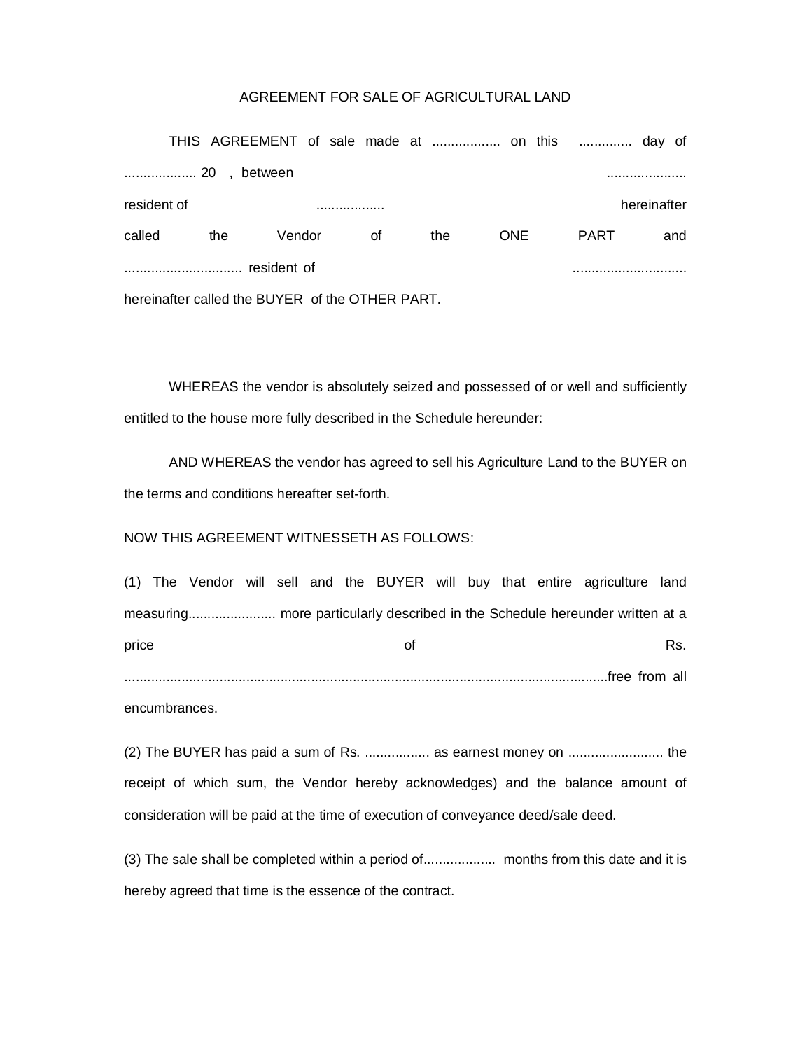# AGREEMENT FOR SALE OF AGRICULTURAL LAND

THIS AGREEMENT of sale made at .................. on this ............. day of ................... 20 , between ..................... resident of .................. hereinafter called the Vendor of the ONE PART and ............................... resident of .............................. hereinafter called the BUYER of the OTHER PART.

WHEREAS the vendor is absolutely seized and possessed of or well and sufficiently entitled to the house more fully described in the Schedule hereunder:

AND WHEREAS the vendor has agreed to sell his Agriculture Land to the BUYER on the terms and conditions hereafter set-forth.

NOW THIS AGREEMENT WITNESSETH AS FOLLOWS:

(1) The Vendor will sell and the BUYER will buy that entire agriculture land measuring....................... more particularly described in the Schedule hereunder written at a price of Rs. ..........................................................................................................................free from all encumbrances.

(2) The BUYER has paid a sum of Rs. ................. as earnest money on ......................... the receipt of which sum, the Vendor hereby acknowledges) and the balance amount of consideration will be paid at the time of execution of conveyance deed/sale deed.

(3) The sale shall be completed within a period of................... months from this date and it is hereby agreed that time is the essence of the contract.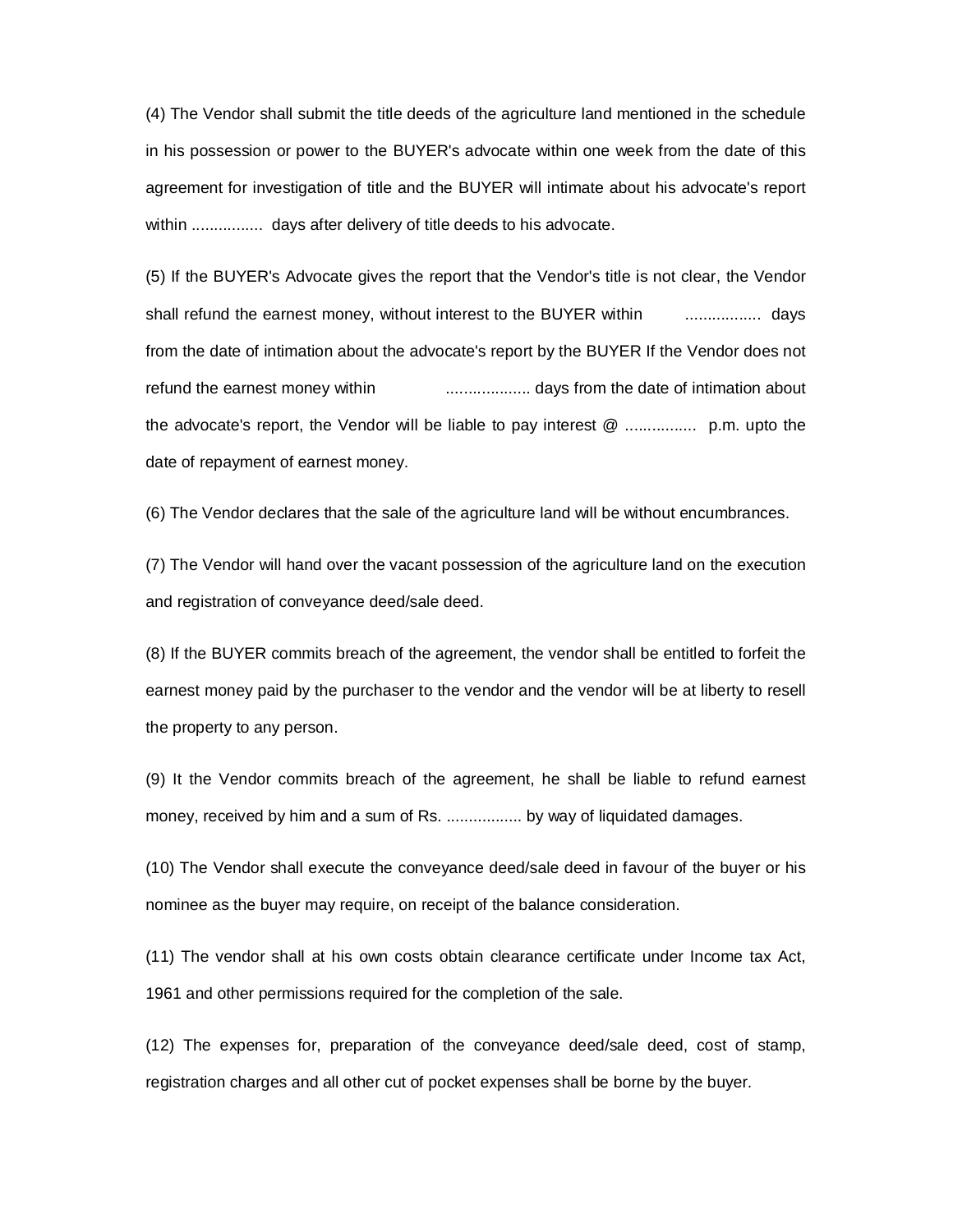(4) The Vendor shall submit the title deeds of the agriculture land mentioned in the schedule in his possession or power to the BUYER's advocate within one week from the date of this agreement for investigation of title and the BUYER will intimate about his advocate's report within ................ days after delivery of title deeds to his advocate.

(5) If the BUYER's Advocate gives the report that the Vendor's title is not clear, the Vendor shall refund the earnest money, without interest to the BUYER within ................. days from the date of intimation about the advocate's report by the BUYER If the Vendor does not refund the earnest money within ................... days from the date of intimation about the advocate's report, the Vendor will be liable to pay interest @ ................ p.m. upto the date of repayment of earnest money.

(6) The Vendor declares that the sale of the agriculture land will be without encumbrances.

(7) The Vendor will hand over the vacant possession of the agriculture land on the execution and registration of conveyance deed/sale deed.

(8) If the BUYER commits breach of the agreement, the vendor shall be entitled to forfeit the earnest money paid by the purchaser to the vendor and the vendor will be at liberty to resell the property to any person.

(9) It the Vendor commits breach of the agreement, he shall be liable to refund earnest money, received by him and a sum of Rs. ................. by way of liquidated damages.

(10) The Vendor shall execute the conveyance deed/sale deed in favour of the buyer or his nominee as the buyer may require, on receipt of the balance consideration.

(11) The vendor shall at his own costs obtain clearance certificate under Income tax Act, 1961 and other permissions required for the completion of the sale.

(12) The expenses for, preparation of the conveyance deed/sale deed, cost of stamp, registration charges and all other cut of pocket expenses shall be borne by the buyer.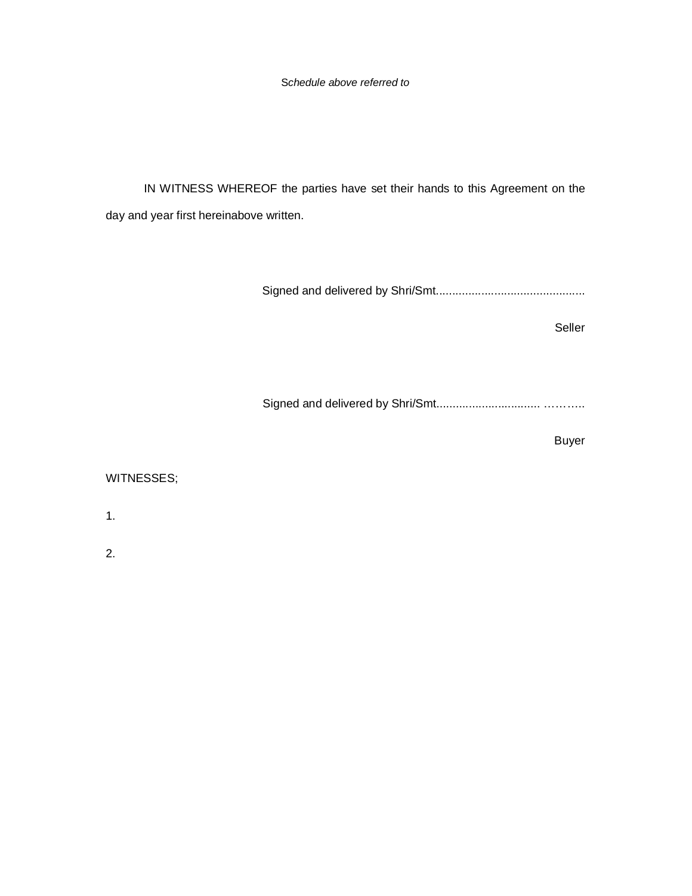*Schedule above referred to*

IN WITNESS WHEREOF the parties have set their hands to this Agreement on the day and year first hereinabove written.

Signed and delivered by Shri/Smt............................................

Seller

Signed and delivered by Shri/Smt................................ ………..

Buyer

WITNESSES;

1.

2.